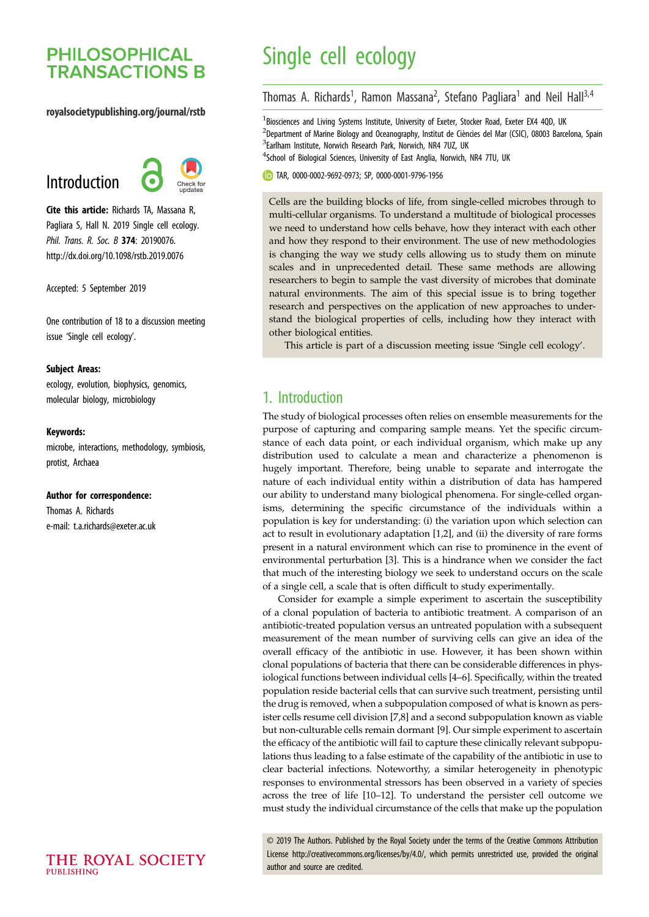# Single cell ecology

Thomas A. Richards[1], Ramon Massana[2], Stefano Pagliara[1] and Neil Hall[3,4]

[1]Biosciences and Living Systems Institute, University of Exeter, Stocker Road, Exeter EX4 4QD, UK
[2]Department of Marine Biology and Oceanography, Institut de Ciències del Mar (CSIC), 08003 Barcelona, Spain
[3]Earlham Institute, Norwich Research Park, Norwich, NR4 7UZ, UK
[4]School of Biological Sciences, University of East Anglia, Norwich, NR4 7TU, UK

TAR, 0000-0002-9692-0973; SP, 0000-0001-9796-1956

royalsocietypublishing.org/journal/rstb

## Introduction

**Cite this article:** Richards TA, Massana R, Pagliara S, Hall N. 2019 Single cell ecology. *Phil. Trans. R. Soc. B* **374**: 20190076. http://dx.doi.org/10.1098/rstb.2019.0076

Accepted: 5 September 2019

One contribution of 18 to a discussion meeting issue 'Single cell ecology'.

**Subject Areas:**
ecology, evolution, biophysics, genomics, molecular biology, microbiology

**Keywords:**
microbe, interactions, methodology, symbiosis, protist, Archaea

**Author for correspondence:**
Thomas A. Richards
e-mail: t.a.richards@exeter.ac.uk

Cells are the building blocks of life, from single-celled microbes through to multi-cellular organisms. To understand a multitude of biological processes we need to understand how cells behave, how they interact with each other and how they respond to their environment. The use of new methodologies is changing the way we study cells allowing us to study them on minute scales and in unprecedented detail. These same methods are allowing researchers to begin to sample the vast diversity of microbes that dominate natural environments. The aim of this special issue is to bring together research and perspectives on the application of new approaches to understand the biological properties of cells, including how they interact with other biological entities.

This article is part of a discussion meeting issue 'Single cell ecology'.

## 1. Introduction

The study of biological processes often relies on ensemble measurements for the purpose of capturing and comparing sample means. Yet the specific circumstance of each data point, or each individual organism, which make up any distribution used to calculate a mean and characterize a phenomenon is hugely important. Therefore, being unable to separate and interrogate the nature of each individual entity within a distribution of data has hampered our ability to understand many biological phenomena. For single-celled organisms, determining the specific circumstance of the individuals within a population is key for understanding: (i) the variation upon which selection can act to result in evolutionary adaptation [1,2], and (ii) the diversity of rare forms present in a natural environment which can rise to prominence in the event of environmental perturbation [3]. This is a hindrance when we consider the fact that much of the interesting biology we seek to understand occurs on the scale of a single cell, a scale that is often difficult to study experimentally.

Consider for example a simple experiment to ascertain the susceptibility of a clonal population of bacteria to antibiotic treatment. A comparison of an antibiotic-treated population versus an untreated population with a subsequent measurement of the mean number of surviving cells can give an idea of the overall efficacy of the antibiotic in use. However, it has been shown within clonal populations of bacteria that there can be considerable differences in physiological functions between individual cells [4–6]. Specifically, within the treated population reside bacterial cells that can survive such treatment, persisting until the drug is removed, when a subpopulation composed of what is known as persister cells resume cell division [7,8] and a second subpopulation known as viable but non-culturable cells remain dormant [9]. Our simple experiment to ascertain the efficacy of the antibiotic will fail to capture these clinically relevant subpopulations thus leading to a false estimate of the capability of the antibiotic in use to clear bacterial infections. Noteworthy, a similar heterogeneity in phenotypic responses to environmental stressors has been observed in a variety of species across the tree of life [10–12]. To understand the persister cell outcome we must study the individual circumstance of the cells that make up the population

© 2019 The Authors. Published by the Royal Society under the terms of the Creative Commons Attribution License http://creativecommons.org/licenses/by/4.0/, which permits unrestricted use, provided the original author and source are credited.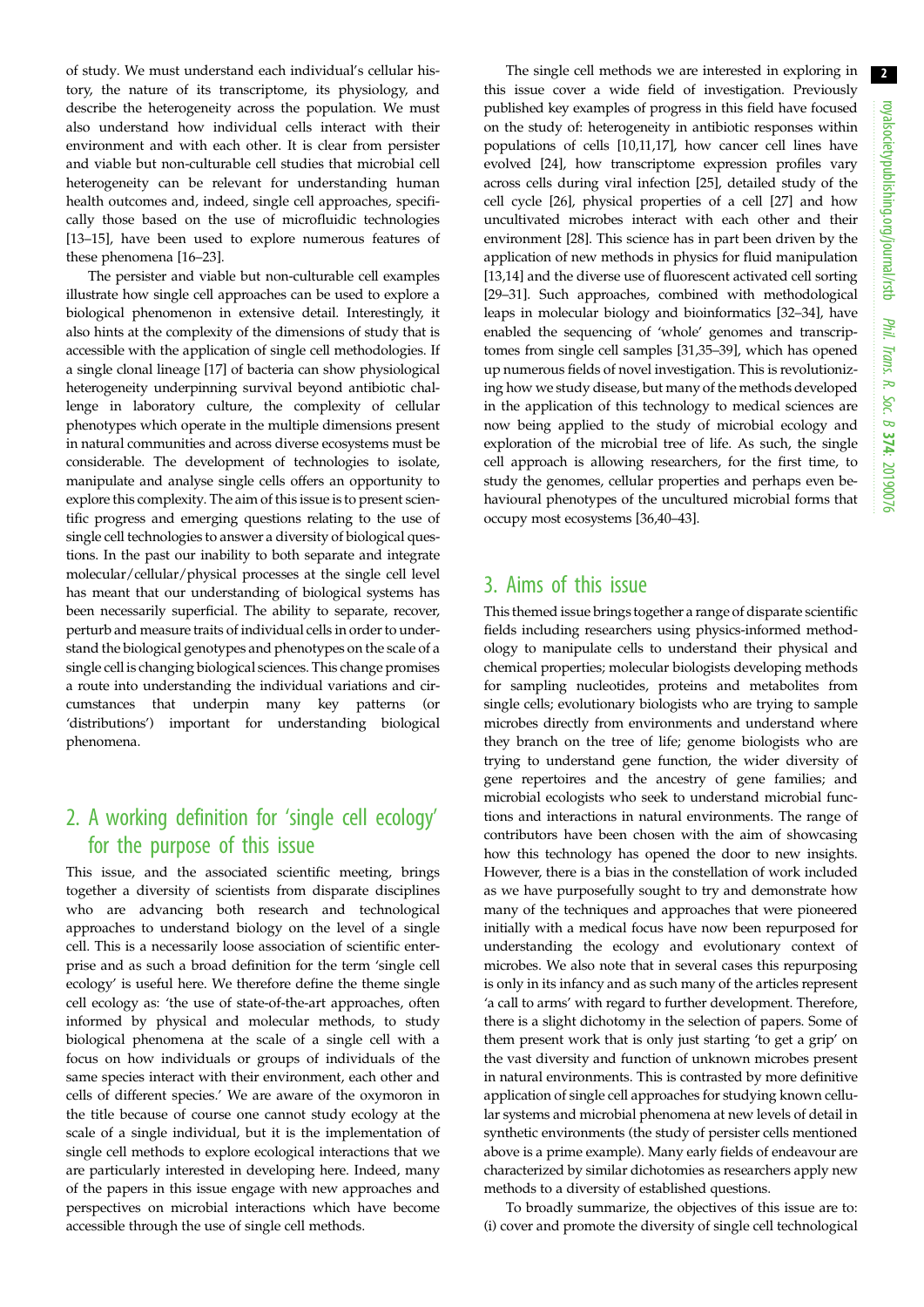of study. We must understand each individual's cellular history, the nature of its transcriptome, its physiology, and describe the heterogeneity across the population. We must also understand how individual cells interact with their environment and with each other. It is clear from persister and viable but non-culturable cell studies that microbial cell heterogeneity can be relevant for understanding human health outcomes and, indeed, single cell approaches, specifically those based on the use of microfluidic technologies [13–15], have been used to explore numerous features of these phenomena [16–23].

The persister and viable but non-culturable cell examples illustrate how single cell approaches can be used to explore a biological phenomenon in extensive detail. Interestingly, it also hints at the complexity of the dimensions of study that is accessible with the application of single cell methodologies. If a single clonal lineage [17] of bacteria can show physiological heterogeneity underpinning survival beyond antibiotic challenge in laboratory culture, the complexity of cellular phenotypes which operate in the multiple dimensions present in natural communities and across diverse ecosystems must be considerable. The development of technologies to isolate, manipulate and analyse single cells offers an opportunity to explore this complexity. The aim of this issue is to present scientific progress and emerging questions relating to the use of single cell technologies to answer a diversity of biological questions. In the past our inability to both separate and integrate molecular/cellular/physical processes at the single cell level has meant that our understanding of biological systems has been necessarily superficial. The ability to separate, recover, perturb and measure traits of individual cells in order to understand the biological genotypes and phenotypes on the scale of a single cell is changing biological sciences. This change promises a route into understanding the individual variations and circumstances that underpin many key patterns (or 'distributions') important for understanding biological phenomena.

## 2. A working definition for 'single cell ecology' for the purpose of this issue

This issue, and the associated scientific meeting, brings together a diversity of scientists from disparate disciplines who are advancing both research and technological approaches to understand biology on the level of a single cell. This is a necessarily loose association of scientific enterprise and as such a broad definition for the term 'single cell ecology' is useful here. We therefore define the theme single cell ecology as: 'the use of state-of-the-art approaches, often informed by physical and molecular methods, to study biological phenomena at the scale of a single cell with a focus on how individuals or groups of individuals of the same species interact with their environment, each other and cells of different species.' We are aware of the oxymoron in the title because of course one cannot study ecology at the scale of a single individual, but it is the implementation of single cell methods to explore ecological interactions that we are particularly interested in developing here. Indeed, many of the papers in this issue engage with new approaches and perspectives on microbial interactions which have become accessible through the use of single cell methods.

The single cell methods we are interested in exploring in this issue cover a wide field of investigation. Previously published key examples of progress in this field have focused on the study of: heterogeneity in antibiotic responses within populations of cells [10,11,17], how cancer cell lines have evolved [24], how transcriptome expression profiles vary across cells during viral infection [25], detailed study of the cell cycle [26], physical properties of a cell [27] and how uncultivated microbes interact with each other and their environment [28]. This science has in part been driven by the application of new methods in physics for fluid manipulation [13,14] and the diverse use of fluorescent activated cell sorting [29–31]. Such approaches, combined with methodological leaps in molecular biology and bioinformatics [32–34], have enabled the sequencing of 'whole' genomes and transcriptomes from single cell samples [31,35–39], which has opened up numerous fields of novel investigation. This is revolutionizing how we study disease, but many of the methods developed in the application of this technology to medical sciences are now being applied to the study of microbial ecology and exploration of the microbial tree of life. As such, the single cell approach is allowing researchers, for the first time, to study the genomes, cellular properties and perhaps even behavioural phenotypes of the uncultured microbial forms that occupy most ecosystems [36,40–43].

## 3. Aims of this issue

This themed issue brings together a range of disparate scientific fields including researchers using physics-informed methodology to manipulate cells to understand their physical and chemical properties; molecular biologists developing methods for sampling nucleotides, proteins and metabolites from single cells; evolutionary biologists who are trying to sample microbes directly from environments and understand where they branch on the tree of life; genome biologists who are trying to understand gene function, the wider diversity of gene repertoires and the ancestry of gene families; and microbial ecologists who seek to understand microbial functions and interactions in natural environments. The range of contributors have been chosen with the aim of showcasing how this technology has opened the door to new insights. However, there is a bias in the constellation of work included as we have purposefully sought to try and demonstrate how many of the techniques and approaches that were pioneered initially with a medical focus have now been repurposed for understanding the ecology and evolutionary context of microbes. We also note that in several cases this repurposing is only in its infancy and as such many of the articles represent 'a call to arms' with regard to further development. Therefore, there is a slight dichotomy in the selection of papers. Some of them present work that is only just starting 'to get a grip' on the vast diversity and function of unknown microbes present in natural environments. This is contrasted by more definitive application of single cell approaches for studying known cellular systems and microbial phenomena at new levels of detail in synthetic environments (the study of persister cells mentioned above is a prime example). Many early fields of endeavour are characterized by similar dichotomies as researchers apply new methods to a diversity of established questions.

To broadly summarize, the objectives of this issue are to: (i) cover and promote the diversity of single cell technological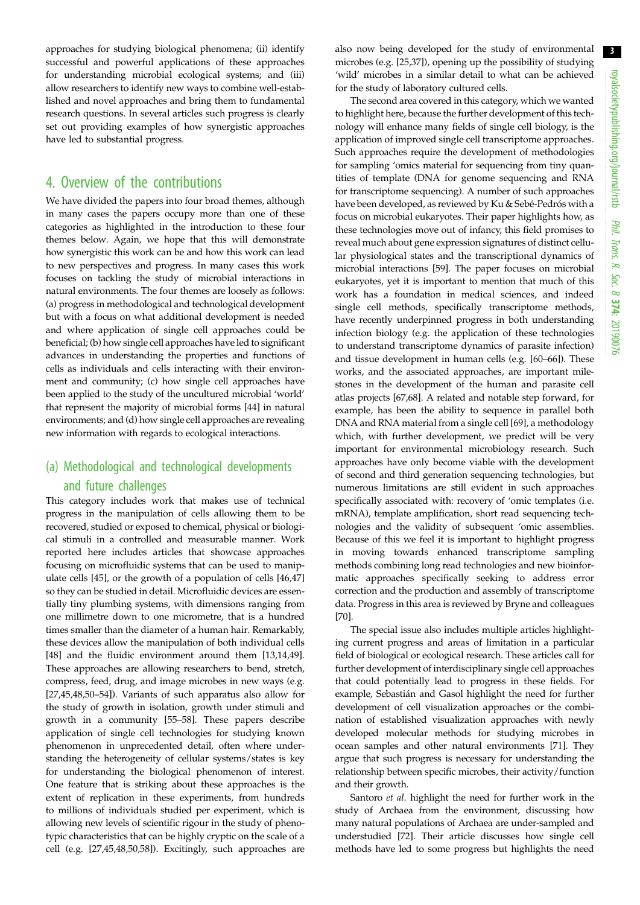approaches for studying biological phenomena; (ii) identify successful and powerful applications of these approaches for understanding microbial ecological systems; and (iii) allow researchers to identify new ways to combine well-established and novel approaches and bring them to fundamental research questions. In several articles such progress is clearly set out providing examples of how synergistic approaches have led to substantial progress.

## 4. Overview of the contributions

We have divided the papers into four broad themes, although in many cases the papers occupy more than one of these categories as highlighted in the introduction to these four themes below. Again, we hope that this will demonstrate how synergistic this work can be and how this work can lead to new perspectives and progress. In many cases this work focuses on tackling the study of microbial interactions in natural environments. The four themes are loosely as follows: (a) progress in methodological and technological development but with a focus on what additional development is needed and where application of single cell approaches could be beneficial; (b) how single cell approaches have led to significant advances in understanding the properties and functions of cells as individuals and cells interacting with their environment and community; (c) how single cell approaches have been applied to the study of the uncultured microbial 'world' that represent the majority of microbial forms [44] in natural environments; and (d) how single cell approaches are revealing new information with regards to ecological interactions.

### (a) Methodological and technological developments and future challenges

This category includes work that makes use of technical progress in the manipulation of cells allowing them to be recovered, studied or exposed to chemical, physical or biological stimuli in a controlled and measurable manner. Work reported here includes articles that showcase approaches focusing on microfluidic systems that can be used to manipulate cells [45], or the growth of a population of cells [46,47] so they can be studied in detail. Microfluidic devices are essentially tiny plumbing systems, with dimensions ranging from one millimetre down to one micrometre, that is a hundred times smaller than the diameter of a human hair. Remarkably, these devices allow the manipulation of both individual cells [48] and the fluidic environment around them [13,14,49]. These approaches are allowing researchers to bend, stretch, compress, feed, drug, and image microbes in new ways (e.g. [27,45,48,50–54]). Variants of such apparatus also allow for the study of growth in isolation, growth under stimuli and growth in a community [55–58]. These papers describe application of single cell technologies for studying known phenomenon in unprecedented detail, often where understanding the heterogeneity of cellular systems/states is key for understanding the biological phenomenon of interest. One feature that is striking about these approaches is the extent of replication in these experiments, from hundreds to millions of individuals studied per experiment, which is allowing new levels of scientific rigour in the study of phenotypic characteristics that can be highly cryptic on the scale of a cell (e.g. [27,45,48,50,58]). Excitingly, such approaches are also now being developed for the study of environmental microbes (e.g. [25,37]), opening up the possibility of studying 'wild' microbes in a similar detail to what can be achieved for the study of laboratory cultured cells.

The second area covered in this category, which we wanted to highlight here, because the further development of this technology will enhance many fields of single cell biology, is the application of improved single cell transcriptome approaches. Such approaches require the development of methodologies for sampling 'omics material for sequencing from tiny quantities of template (DNA for genome sequencing and RNA for transcriptome sequencing). A number of such approaches have been developed, as reviewed by Ku & Sebé-Pedrós with a focus on microbial eukaryotes. Their paper highlights how, as these technologies move out of infancy, this field promises to reveal much about gene expression signatures of distinct cellular physiological states and the transcriptional dynamics of microbial interactions [59]. The paper focuses on microbial eukaryotes, yet it is important to mention that much of this work has a foundation in medical sciences, and indeed single cell methods, specifically transcriptome methods, have recently underpinned progress in both understanding infection biology (e.g. the application of these technologies to understand transcriptome dynamics of parasite infection) and tissue development in human cells (e.g. [60–66]). These works, and the associated approaches, are important milestones in the development of the human and parasite cell atlas projects [67,68]. A related and notable step forward, for example, has been the ability to sequence in parallel both DNA and RNA material from a single cell [69], a methodology which, with further development, we predict will be very important for environmental microbiology research. Such approaches have only become viable with the development of second and third generation sequencing technologies, but numerous limitations are still evident in such approaches specifically associated with: recovery of 'omic templates (i.e. mRNA), template amplification, short read sequencing technologies and the validity of subsequent 'omic assemblies. Because of this we feel it is important to highlight progress in moving towards enhanced transcriptome sampling methods combining long read technologies and new bioinformatic approaches specifically seeking to address error correction and the production and assembly of transcriptome data. Progress in this area is reviewed by Bryne and colleagues [70].

The special issue also includes multiple articles highlighting current progress and areas of limitation in a particular field of biological or ecological research. These articles call for further development of interdisciplinary single cell approaches that could potentially lead to progress in these fields. For example, Sebastián and Gasol highlight the need for further development of cell visualization approaches or the combination of established visualization approaches with newly developed molecular methods for studying microbes in ocean samples and other natural environments [71]. They argue that such progress is necessary for understanding the relationship between specific microbes, their activity/function and their growth.

Santoro *et al.* highlight the need for further work in the study of Archaea from the environment, discussing how many natural populations of Archaea are under-sampled and understudied [72]. Their article discusses how single cell methods have led to some progress but highlights the need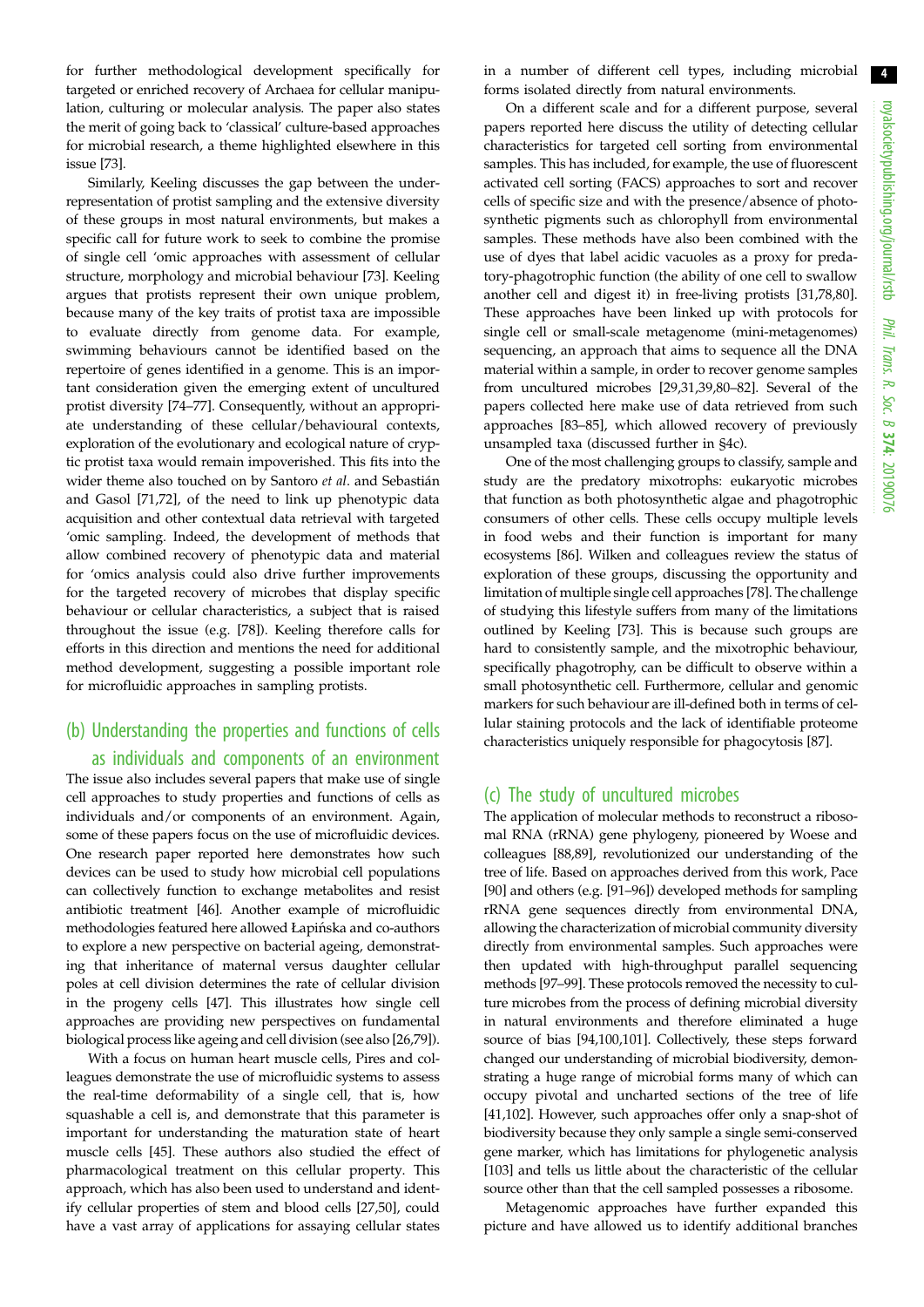for further methodological development specifically for targeted or enriched recovery of Archaea for cellular manipulation, culturing or molecular analysis. The paper also states the merit of going back to 'classical' culture-based approaches for microbial research, a theme highlighted elsewhere in this issue [73].

Similarly, Keeling discusses the gap between the under-representation of protist sampling and the extensive diversity of these groups in most natural environments, but makes a specific call for future work to seek to combine the promise of single cell 'omic approaches with assessment of cellular structure, morphology and microbial behaviour [73]. Keeling argues that protists represent their own unique problem, because many of the key traits of protist taxa are impossible to evaluate directly from genome data. For example, swimming behaviours cannot be identified based on the repertoire of genes identified in a genome. This is an important consideration given the emerging extent of uncultured protist diversity [74–77]. Consequently, without an appropriate understanding of these cellular/behavioural contexts, exploration of the evolutionary and ecological nature of cryptic protist taxa would remain impoverished. This fits into the wider theme also touched on by Santoro *et al*. and Sebastián and Gasol [71,72], of the need to link up phenotypic data acquisition and other contextual data retrieval with targeted 'omic sampling. Indeed, the development of methods that allow combined recovery of phenotypic data and material for 'omics analysis could also drive further improvements for the targeted recovery of microbes that display specific behaviour or cellular characteristics, a subject that is raised throughout the issue (e.g. [78]). Keeling therefore calls for efforts in this direction and mentions the need for additional method development, suggesting a possible important role for microfluidic approaches in sampling protists.

## (b) Understanding the properties and functions of cells as individuals and components of an environment

The issue also includes several papers that make use of single cell approaches to study properties and functions of cells as individuals and/or components of an environment. Again, some of these papers focus on the use of microfluidic devices. One research paper reported here demonstrates how such devices can be used to study how microbial cell populations can collectively function to exchange metabolites and resist antibiotic treatment [46]. Another example of microfluidic methodologies featured here allowed Łapińska and co-authors to explore a new perspective on bacterial ageing, demonstrating that inheritance of maternal versus daughter cellular poles at cell division determines the rate of cellular division in the progeny cells [47]. This illustrates how single cell approaches are providing new perspectives on fundamental biological process like ageing and cell division (see also [26,79]).

With a focus on human heart muscle cells, Pires and colleagues demonstrate the use of microfluidic systems to assess the real-time deformability of a single cell, that is, how squashable a cell is, and demonstrate that this parameter is important for understanding the maturation state of heart muscle cells [45]. These authors also studied the effect of pharmacological treatment on this cellular property. This approach, which has also been used to understand and identify cellular properties of stem and blood cells [27,50], could have a vast array of applications for assaying cellular states in a number of different cell types, including microbial forms isolated directly from natural environments.

On a different scale and for a different purpose, several papers reported here discuss the utility of detecting cellular characteristics for targeted cell sorting from environmental samples. This has included, for example, the use of fluorescent activated cell sorting (FACS) approaches to sort and recover cells of specific size and with the presence/absence of photosynthetic pigments such as chlorophyll from environmental samples. These methods have also been combined with the use of dyes that label acidic vacuoles as a proxy for predatory-phagotrophic function (the ability of one cell to swallow another cell and digest it) in free-living protists [31,78,80]. These approaches have been linked up with protocols for single cell or small-scale metagenome (mini-metagenomes) sequencing, an approach that aims to sequence all the DNA material within a sample, in order to recover genome samples from uncultured microbes [29,31,39,80–82]. Several of the papers collected here make use of data retrieved from such approaches [83–85], which allowed recovery of previously unsampled taxa (discussed further in §4c).

One of the most challenging groups to classify, sample and study are the predatory mixotrophs: eukaryotic microbes that function as both photosynthetic algae and phagotrophic consumers of other cells. These cells occupy multiple levels in food webs and their function is important for many ecosystems [86]. Wilken and colleagues review the status of exploration of these groups, discussing the opportunity and limitation of multiple single cell approaches [78]. The challenge of studying this lifestyle suffers from many of the limitations outlined by Keeling [73]. This is because such groups are hard to consistently sample, and the mixotrophic behaviour, specifically phagotrophy, can be difficult to observe within a small photosynthetic cell. Furthermore, cellular and genomic markers for such behaviour are ill-defined both in terms of cellular staining protocols and the lack of identifiable proteome characteristics uniquely responsible for phagocytosis [87].

## (c) The study of uncultured microbes

The application of molecular methods to reconstruct a ribosomal RNA (rRNA) gene phylogeny, pioneered by Woese and colleagues [88,89], revolutionized our understanding of the tree of life. Based on approaches derived from this work, Pace [90] and others (e.g. [91–96]) developed methods for sampling rRNA gene sequences directly from environmental DNA, allowing the characterization of microbial community diversity directly from environmental samples. Such approaches were then updated with high-throughput parallel sequencing methods [97–99]. These protocols removed the necessity to culture microbes from the process of defining microbial diversity in natural environments and therefore eliminated a huge source of bias [94,100,101]. Collectively, these steps forward changed our understanding of microbial biodiversity, demonstrating a huge range of microbial forms many of which can occupy pivotal and uncharted sections of the tree of life [41,102]. However, such approaches offer only a snap-shot of biodiversity because they only sample a single semi-conserved gene marker, which has limitations for phylogenetic analysis [103] and tells us little about the characteristic of the cellular source other than that the cell sampled possesses a ribosome.

Metagenomic approaches have further expanded this picture and have allowed us to identify additional branches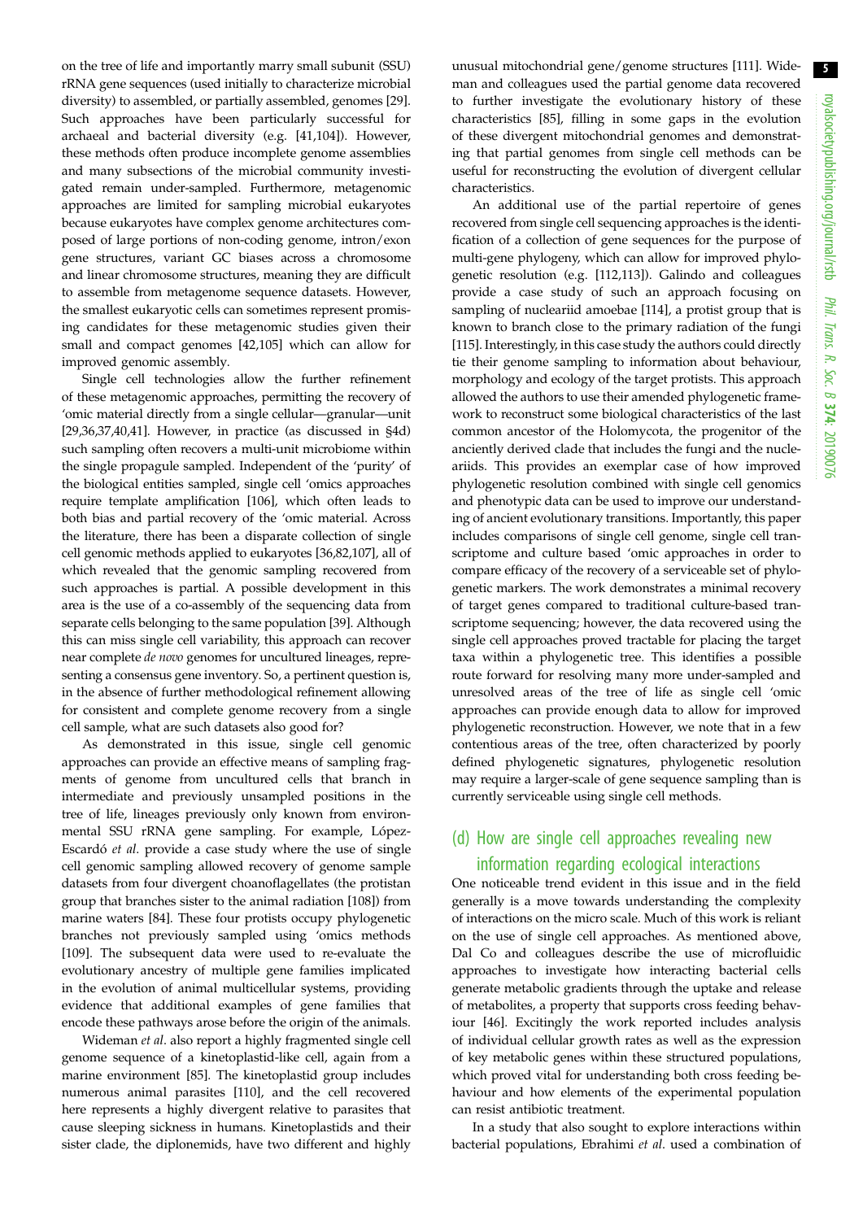on the tree of life and importantly marry small subunit (SSU) rRNA gene sequences (used initially to characterize microbial diversity) to assembled, or partially assembled, genomes [29]. Such approaches have been particularly successful for archaeal and bacterial diversity (e.g. [41,104]). However, these methods often produce incomplete genome assemblies and many subsections of the microbial community investigated remain under-sampled. Furthermore, metagenomic approaches are limited for sampling microbial eukaryotes because eukaryotes have complex genome architectures composed of large portions of non-coding genome, intron/exon gene structures, variant GC biases across a chromosome and linear chromosome structures, meaning they are difficult to assemble from metagenome sequence datasets. However, the smallest eukaryotic cells can sometimes represent promising candidates for these metagenomic studies given their small and compact genomes [42,105] which can allow for improved genomic assembly.

Single cell technologies allow the further refinement of these metagenomic approaches, permitting the recovery of 'omic material directly from a single cellular—granular—unit [29,36,37,40,41]. However, in practice (as discussed in §4d) such sampling often recovers a multi-unit microbiome within the single propagule sampled. Independent of the 'purity' of the biological entities sampled, single cell 'omics approaches require template amplification [106], which often leads to both bias and partial recovery of the 'omic material. Across the literature, there has been a disparate collection of single cell genomic methods applied to eukaryotes [36,82,107], all of which revealed that the genomic sampling recovered from such approaches is partial. A possible development in this area is the use of a co-assembly of the sequencing data from separate cells belonging to the same population [39]. Although this can miss single cell variability, this approach can recover near complete *de novo* genomes for uncultured lineages, representing a consensus gene inventory. So, a pertinent question is, in the absence of further methodological refinement allowing for consistent and complete genome recovery from a single cell sample, what are such datasets also good for?

As demonstrated in this issue, single cell genomic approaches can provide an effective means of sampling fragments of genome from uncultured cells that branch in intermediate and previously unsampled positions in the tree of life, lineages previously only known from environmental SSU rRNA gene sampling. For example, López-Escardó *et al.* provide a case study where the use of single cell genomic sampling allowed recovery of genome sample datasets from four divergent choanoflagellates (the protistan group that branches sister to the animal radiation [108]) from marine waters [84]. These four protists occupy phylogenetic branches not previously sampled using 'omics methods [109]. The subsequent data were used to re-evaluate the evolutionary ancestry of multiple gene families implicated in the evolution of animal multicellular systems, providing evidence that additional examples of gene families that encode these pathways arose before the origin of the animals.

Wideman *et al*. also report a highly fragmented single cell genome sequence of a kinetoplastid-like cell, again from a marine environment [85]. The kinetoplastid group includes numerous animal parasites [110], and the cell recovered here represents a highly divergent relative to parasites that cause sleeping sickness in humans. Kinetoplastids and their sister clade, the diplonemids, have two different and highly unusual mitochondrial gene/genome structures [111]. Wideman and colleagues used the partial genome data recovered to further investigate the evolutionary history of these characteristics [85], filling in some gaps in the evolution of these divergent mitochondrial genomes and demonstrating that partial genomes from single cell methods can be useful for reconstructing the evolution of divergent cellular characteristics.

An additional use of the partial repertoire of genes recovered from single cell sequencing approaches is the identification of a collection of gene sequences for the purpose of multi-gene phylogeny, which can allow for improved phylogenetic resolution (e.g. [112,113]). Galindo and colleagues provide a case study of such an approach focusing on sampling of nucleariid amoebae [114], a protist group that is known to branch close to the primary radiation of the fungi [115]. Interestingly, in this case study the authors could directly tie their genome sampling to information about behaviour, morphology and ecology of the target protists. This approach allowed the authors to use their amended phylogenetic framework to reconstruct some biological characteristics of the last common ancestor of the Holomycota, the progenitor of the anciently derived clade that includes the fungi and the nucleariids. This provides an exemplar case of how improved phylogenetic resolution combined with single cell genomics and phenotypic data can be used to improve our understanding of ancient evolutionary transitions. Importantly, this paper includes comparisons of single cell genome, single cell transcriptome and culture based 'omic approaches in order to compare efficacy of the recovery of a serviceable set of phylogenetic markers. The work demonstrates a minimal recovery of target genes compared to traditional culture-based transcriptome sequencing; however, the data recovered using the single cell approaches proved tractable for placing the target taxa within a phylogenetic tree. This identifies a possible route forward for resolving many more under-sampled and unresolved areas of the tree of life as single cell 'omic approaches can provide enough data to allow for improved phylogenetic reconstruction. However, we note that in a few contentious areas of the tree, often characterized by poorly defined phylogenetic signatures, phylogenetic resolution may require a larger-scale of gene sequence sampling than is currently serviceable using single cell methods.

## (d) How are single cell approaches revealing new information regarding ecological interactions

One noticeable trend evident in this issue and in the field generally is a move towards understanding the complexity of interactions on the micro scale. Much of this work is reliant on the use of single cell approaches. As mentioned above, Dal Co and colleagues describe the use of microfluidic approaches to investigate how interacting bacterial cells generate metabolic gradients through the uptake and release of metabolites, a property that supports cross feeding behaviour [46]. Excitingly the work reported includes analysis of individual cellular growth rates as well as the expression of key metabolic genes within these structured populations, which proved vital for understanding both cross feeding behaviour and how elements of the experimental population can resist antibiotic treatment.

In a study that also sought to explore interactions within bacterial populations, Ebrahimi *et al*. used a combination of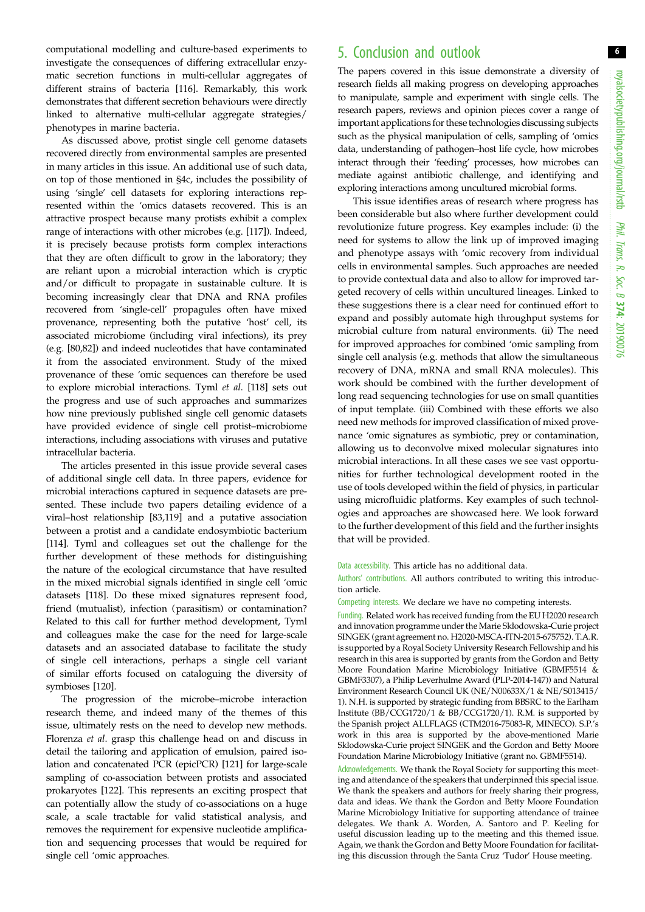computational modelling and culture-based experiments to investigate the consequences of differing extracellular enzymatic secretion functions in multi-cellular aggregates of different strains of bacteria [116]. Remarkably, this work demonstrates that different secretion behaviours were directly linked to alternative multi-cellular aggregate strategies/phenotypes in marine bacteria.

As discussed above, protist single cell genome datasets recovered directly from environmental samples are presented in many articles in this issue. An additional use of such data, on top of those mentioned in §4c, includes the possibility of using 'single' cell datasets for exploring interactions represented within the 'omics datasets recovered. This is an attractive prospect because many protists exhibit a complex range of interactions with other microbes (e.g. [117]). Indeed, it is precisely because protists form complex interactions that they are often difficult to grow in the laboratory; they are reliant upon a microbial interaction which is cryptic and/or difficult to propagate in sustainable culture. It is becoming increasingly clear that DNA and RNA profiles recovered from 'single-cell' propagules often have mixed provenance, representing both the putative 'host' cell, its associated microbiome (including viral infections), its prey (e.g. [80,82]) and indeed nucleotides that have contaminated it from the associated environment. Study of the mixed provenance of these 'omic sequences can therefore be used to explore microbial interactions. Tyml *et al.* [118] sets out the progress and use of such approaches and summarizes how nine previously published single cell genome datasets have provided evidence of single cell protist–microbiome interactions, including associations with viruses and putative intracellular bacteria.

The articles presented in this issue provide several cases of additional single cell data. In three papers, evidence for microbial interactions captured in sequence datasets are presented. These include two papers detailing evidence of a viral–host relationship [83,119] and a putative association between a protist and a candidate endosymbiotic bacterium [114]. Tyml and colleagues set out the challenge for the further development of these methods for distinguishing the nature of the ecological circumstance that have resulted in the mixed microbial signals identified in single cell 'omic datasets [118]. Do these mixed signatures represent food, friend (mutualist), infection (parasitism) or contamination? Related to this call for further method development, Tyml and colleagues make the case for the need for large-scale datasets and an associated database to facilitate the study of single cell interactions, perhaps a single cell variant of similar efforts focused on cataloguing the diversity of symbioses [120].

The progression of the microbe–microbe interaction research theme, and indeed many of the themes of this issue, ultimately rests on the need to develop new methods. Florenza *et al.* grasp this challenge head on and discuss in detail the tailoring and application of emulsion, paired isolation and concatenated PCR (epicPCR) [121] for large-scale sampling of co-association between protists and associated prokaryotes [122]. This represents an exciting prospect that can potentially allow the study of co-associations on a huge scale, a scale tractable for valid statistical analysis, and removes the requirement for expensive nucleotide amplification and sequencing processes that would be required for single cell 'omic approaches.

## 5. Conclusion and outlook

The papers covered in this issue demonstrate a diversity of research fields all making progress on developing approaches to manipulate, sample and experiment with single cells. The research papers, reviews and opinion pieces cover a range of important applications for these technologies discussing subjects such as the physical manipulation of cells, sampling of 'omics data, understanding of pathogen–host life cycle, how microbes interact through their 'feeding' processes, how microbes can mediate against antibiotic challenge, and identifying and exploring interactions among uncultured microbial forms.

This issue identifies areas of research where progress has been considerable but also where further development could revolutionize future progress. Key examples include: (i) the need for systems to allow the link up of improved imaging and phenotype assays with 'omic recovery from individual cells in environmental samples. Such approaches are needed to provide contextual data and also to allow for improved targeted recovery of cells within uncultured lineages. Linked to these suggestions there is a clear need for continued effort to expand and possibly automate high throughput systems for microbial culture from natural environments. (ii) The need for improved approaches for combined 'omic sampling from single cell analysis (e.g. methods that allow the simultaneous recovery of DNA, mRNA and small RNA molecules). This work should be combined with the further development of long read sequencing technologies for use on small quantities of input template. (iii) Combined with these efforts we also need new methods for improved classification of mixed provenance 'omic signatures as symbiotic, prey or contamination, allowing us to deconvolve mixed molecular signatures into microbial interactions. In all these cases we see vast opportunities for further technological development rooted in the use of tools developed within the field of physics, in particular using microfluidic platforms. Key examples of such technologies and approaches are showcased here. We look forward to the further development of this field and the further insights that will be provided.

Data accessibility. This article has no additional data.

Authors' contributions. All authors contributed to writing this introduction article.

Competing interests. We declare we have no competing interests.

Funding. Related work has received funding from the EU H2020 research and innovation programme under the Marie Skłodowska-Curie project SINGEK (grant agreement no. H2020-MSCA-ITN-2015-675752). T.A.R. is supported by a Royal Society University Research Fellowship and his research in this area is supported by grants from the Gordon and Betty Moore Foundation Marine Microbiology Initiative (GBMF5514 & GBMF3307), a Philip Leverhulme Award (PLP-2014-147)) and Natural Environment Research Council UK (NE/N00633X/1 & NE/S013415/1). N.H. is supported by strategic funding from BBSRC to the Earlham Institute (BB/CCG1720/1 & BB/CCG1720/1). R.M. is supported by the Spanish project ALLFLAGS (CTM2016-75083-R, MINECO). S.P.'s work in this area is supported by the above-mentioned Marie Skłodowska-Curie project SINGEK and the Gordon and Betty Moore Foundation Marine Microbiology Initiative (grant no. GBMF5514).

Acknowledgements. We thank the Royal Society for supporting this meeting and attendance of the speakers that underpinned this special issue. We thank the speakers and authors for freely sharing their progress, data and ideas. We thank the Gordon and Betty Moore Foundation Marine Microbiology Initiative for supporting attendance of trainee delegates. We thank A. Worden, A. Santoro and P. Keeling for useful discussion leading up to the meeting and this themed issue. Again, we thank the Gordon and Betty Moore Foundation for facilitating this discussion through the Santa Cruz 'Tudor' House meeting.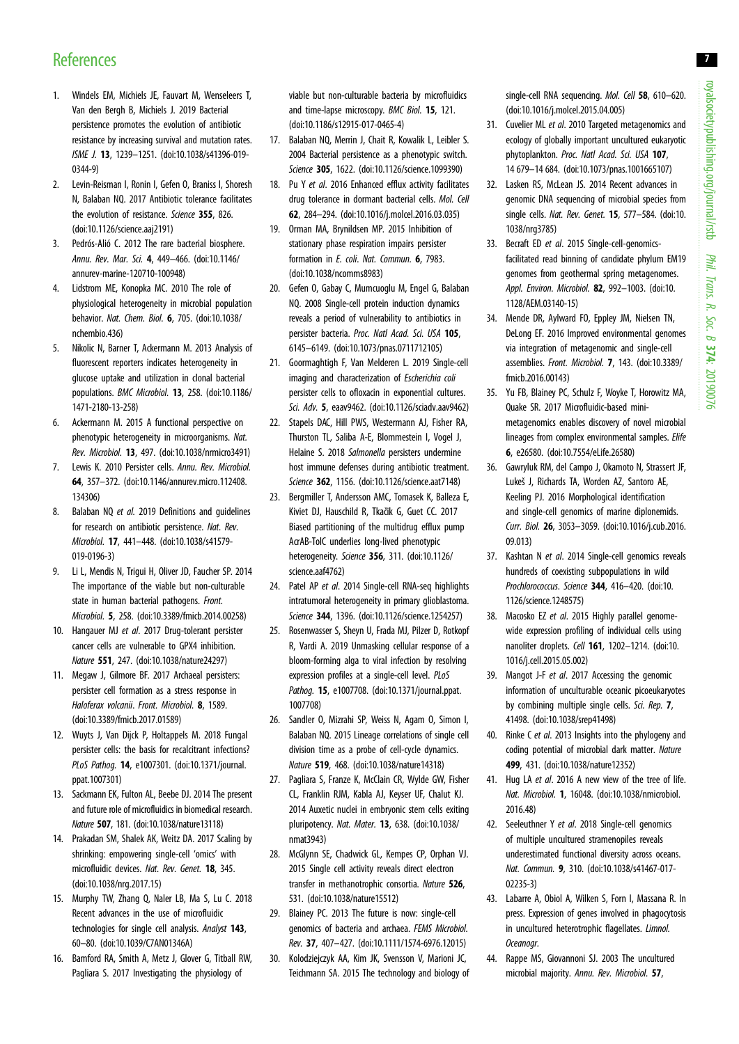## References

1. Windels EM, Michiels JE, Fauvart M, Wenseleers T, Van den Bergh B, Michiels J. 2019 Bacterial persistence promotes the evolution of antibiotic resistance by increasing survival and mutation rates. *ISME J.* **13**, 1239–1251. (doi:10.1038/s41396-019-0344-9)
2. Levin-Reisman I, Ronin I, Gefen O, Braniss I, Shoresh N, Balaban NQ. 2017 Antibiotic tolerance facilitates the evolution of resistance. *Science* **355**, 826. (doi:10.1126/science.aaj2191)
3. Pedrós-Alió C. 2012 The rare bacterial biosphere. *Annu. Rev. Mar. Sci.* **4**, 449–466. (doi:10.1146/annurev-marine-120710-100948)
4. Lidstrom ME, Konopka MC. 2010 The role of physiological heterogeneity in microbial population behavior. *Nat. Chem. Biol.* **6**, 705. (doi:10.1038/nchembio.436)
5. Nikolic N, Barner T, Ackermann M. 2013 Analysis of fluorescent reporters indicates heterogeneity in glucose uptake and utilization in clonal bacterial populations. *BMC Microbiol.* **13**, 258. (doi:10.1186/1471-2180-13-258)
6. Ackermann M. 2015 A functional perspective on phenotypic heterogeneity in microorganisms. *Nat. Rev. Microbiol.* **13**, 497. (doi:10.1038/nrmicro3491)
7. Lewis K. 2010 Persister cells. *Annu. Rev. Microbiol.* **64**, 357–372. (doi:10.1146/annurev.micro.112408.134306)
8. Balaban NQ *et al.* 2019 Definitions and guidelines for research on antibiotic persistence. *Nat. Rev. Microbiol.* **17**, 441–448. (doi:10.1038/s41579-019-0196-3)
9. Li L, Mendis N, Trigui H, Oliver JD, Faucher SP. 2014 The importance of the viable but non-culturable state in human bacterial pathogens. *Front. Microbiol.* **5**, 258. (doi:10.3389/fmicb.2014.00258)
10. Hangauer MJ *et al*. 2017 Drug-tolerant persister cancer cells are vulnerable to GPX4 inhibition. *Nature* **551**, 247. (doi:10.1038/nature24297)
11. Megaw J, Gilmore BF. 2017 Archaeal persisters: persister cell formation as a stress response in *Haloferax volcanii*. *Front. Microbiol.* **8**, 1589. (doi:10.3389/fmicb.2017.01589)
12. Wuyts J, Van Dijck P, Holtappels M. 2018 Fungal persister cells: the basis for recalcitrant infections? *PLoS Pathog.* **14**, e1007301. (doi:10.1371/journal.ppat.1007301)
13. Sackmann EK, Fulton AL, Beebe DJ. 2014 The present and future role of microfluidics in biomedical research. *Nature* **507**, 181. (doi:10.1038/nature13118)
14. Prakadan SM, Shalek AK, Weitz DA. 2017 Scaling by shrinking: empowering single-cell 'omics' with microfluidic devices. *Nat. Rev. Genet.* **18**, 345. (doi:10.1038/nrg.2017.15)
15. Murphy TW, Zhang Q, Naler LB, Ma S, Lu C. 2018 Recent advances in the use of microfluidic technologies for single cell analysis. *Analyst* **143**, 60–80. (doi:10.1039/C7AN01346A)
16. Bamford RA, Smith A, Metz J, Glover G, Titball RW, Pagliara S. 2017 Investigating the physiology of viable but non-culturable bacteria by microfluidics and time-lapse microscopy. *BMC Biol.* **15**, 121. (doi:10.1186/s12915-017-0465-4)
17. Balaban NQ, Merrin J, Chait R, Kowalik L, Leibler S. 2004 Bacterial persistence as a phenotypic switch. *Science* **305**, 1622. (doi:10.1126/science.1099390)
18. Pu Y *et al*. 2016 Enhanced efflux activity facilitates drug tolerance in dormant bacterial cells. *Mol. Cell* **62**, 284–294. (doi:10.1016/j.molcel.2016.03.035)
19. Orman MA, Brynildsen MP. 2015 Inhibition of stationary phase respiration impairs persister formation in *E. coli*. *Nat. Commun.* **6**, 7983. (doi:10.1038/ncomms8983)
20. Gefen O, Gabay C, Mumcuoglu M, Engel G, Balaban NQ. 2008 Single-cell protein induction dynamics reveals a period of vulnerability to antibiotics in persister bacteria. *Proc. Natl Acad. Sci. USA* **105**, 6145–6149. (doi:10.1073/pnas.0711712105)
21. Goormaghtigh F, Van Melderen L. 2019 Single-cell imaging and characterization of *Escherichia coli* persister cells to ofloxacin in exponential cultures. *Sci. Adv.* **5**, eaav9462. (doi:10.1126/sciadv.aav9462)
22. Stapels DAC, Hill PWS, Westermann AJ, Fisher RA, Thurston TL, Saliba A-E, Blommestein I, Vogel J, Helaine S. 2018 *Salmonella* persisters undermine host immune defenses during antibiotic treatment. *Science* **362**, 1156. (doi:10.1126/science.aat7148)
23. Bergmiller T, Andersson AMC, Tomasek K, Balleza E, Kiviet DJ, Hauschild R, Tkačik G, Guet CC. 2017 Biased partitioning of the multidrug efflux pump AcrAB-TolC underlies long-lived phenotypic heterogeneity. *Science* **356**, 311. (doi:10.1126/science.aaf4762)
24. Patel AP *et al*. 2014 Single-cell RNA-seq highlights intratumoral heterogeneity in primary glioblastoma. *Science* **344**, 1396. (doi:10.1126/science.1254257)
25. Rosenwasser S, Sheyn U, Frada MJ, Pilzer D, Rotkopf R, Vardi A. 2019 Unmasking cellular response of a bloom-forming alga to viral infection by resolving expression profiles at a single-cell level. *PLoS Pathog.* **15**, e1007708. (doi:10.1371/journal.ppat.1007708)
26. Sandler O, Mizrahi SP, Weiss N, Agam O, Simon I, Balaban NQ. 2015 Lineage correlations of single cell division time as a probe of cell-cycle dynamics. *Nature* **519**, 468. (doi:10.1038/nature14318)
27. Pagliara S, Franze K, McClain CR, Wylde GW, Fisher CL, Franklin RJM, Kabla AJ, Keyser UF, Chalut KJ. 2014 Auxetic nuclei in embryonic stem cells exiting pluripotency. *Nat. Mater.* **13**, 638. (doi:10.1038/nmat3943)
28. McGlynn SE, Chadwick GL, Kempes CP, Orphan VJ. 2015 Single cell activity reveals direct electron transfer in methanotrophic consortia. *Nature* **526**, 531. (doi:10.1038/nature15512)
29. Blainey PC. 2013 The future is now: single-cell genomics of bacteria and archaea. *FEMS Microbiol. Rev.* **37**, 407–427. (doi:10.1111/1574-6976.12015)
30. Kolodziejczyk AA, Kim JK, Svensson V, Marioni JC, Teichmann SA. 2015 The technology and biology of single-cell RNA sequencing. *Mol. Cell* **58**, 610–620. (doi:10.1016/j.molcel.2015.04.005)
31. Cuvelier ML *et al*. 2010 Targeted metagenomics and ecology of globally important uncultured eukaryotic phytoplankton. *Proc. Natl Acad. Sci. USA* **107**, 14 679–14 684. (doi:10.1073/pnas.1001665107)
32. Lasken RS, McLean JS. 2014 Recent advances in genomic DNA sequencing of microbial species from single cells. *Nat. Rev. Genet.* **15**, 577–584. (doi:10.1038/nrg3785)
33. Becraft ED *et al*. 2015 Single-cell-genomics-facilitated read binning of candidate phylum EM19 genomes from geothermal spring metagenomes. *Appl. Environ. Microbiol.* **82**, 992–1003. (doi:10.1128/AEM.03140-15)
34. Mende DR, Aylward FO, Eppley JM, Nielsen TN, DeLong EF. 2016 Improved environmental genomes via integration of metagenomic and single-cell assemblies. *Front. Microbiol.* **7**, 143. (doi:10.3389/fmicb.2016.00143)
35. Yu FB, Blainey PC, Schulz F, Woyke T, Horowitz MA, Quake SR. 2017 Microfluidic-based mini-metagenomics enables discovery of novel microbial lineages from complex environmental samples. *Elife* **6**, e26580. (doi:10.7554/eLife.26580)
36. Gawryluk RM, del Campo J, Okamoto N, Strassert JF, Lukeš J, Richards TA, Worden AZ, Santoro AE, Keeling PJ. 2016 Morphological identification and single-cell genomics of marine diplonemids. *Curr. Biol.* **26**, 3053–3059. (doi:10.1016/j.cub.2016.09.013)
37. Kashtan N *et al*. 2014 Single-cell genomics reveals hundreds of coexisting subpopulations in wild *Prochlorococcus*. *Science* **344**, 416–420. (doi:10.1126/science.1248575)
38. Macosko EZ *et al*. 2015 Highly parallel genome-wide expression profiling of individual cells using nanoliter droplets. *Cell* **161**, 1202–1214. (doi:10.1016/j.cell.2015.05.002)
39. Mangot J-F *et al*. 2017 Accessing the genomic information of unculturable oceanic picoeukaryotes by combining multiple single cells. *Sci. Rep.* **7**, 41498. (doi:10.1038/srep41498)
40. Rinke C *et al*. 2013 Insights into the phylogeny and coding potential of microbial dark matter. *Nature* **499**, 431. (doi:10.1038/nature12352)
41. Hug LA *et al*. 2016 A new view of the tree of life. *Nat. Microbiol.* **1**, 16048. (doi:10.1038/nmicrobiol.2016.48)
42. Seeleuthner Y *et al*. 2018 Single-cell genomics of multiple uncultured stramenopiles reveals underestimated functional diversity across oceans. *Nat. Commun.* **9**, 310. (doi:10.1038/s41467-017-02235-3)
43. Labarre A, Obiol A, Wilken S, Forn I, Massana R. In press. Expression of genes involved in phagocytosis in uncultured heterotrophic flagellates. *Limnol. Oceanogr.*
44. Rappe MS, Giovannoni SJ. 2003 The uncultured microbial majority. *Annu. Rev. Microbiol.* **57**,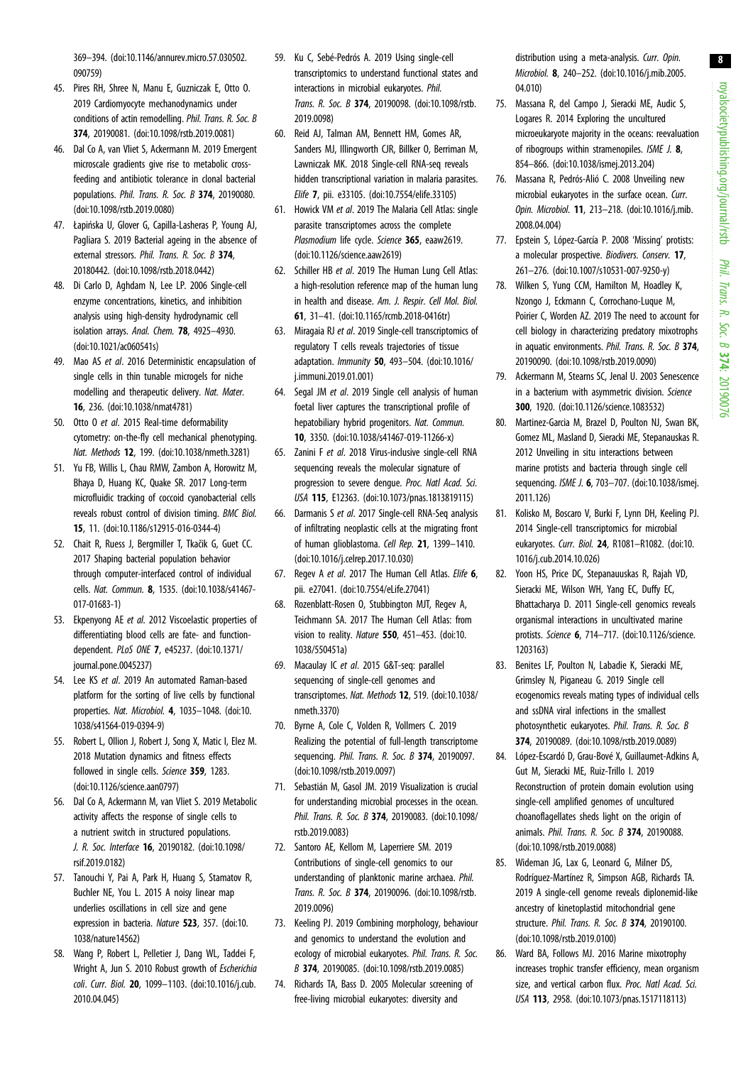369–394. (doi:10.1146/annurev.micro.57.030502.090759)

45. Pires RH, Shree N, Manu E, Guzniczak E, Otto O. 2019 Cardiomyocyte mechanodynamics under conditions of actin remodelling. *Phil. Trans. R. Soc. B* **374**, 20190081. (doi:10.1098/rstb.2019.0081)
46. Dal Co A, van Vliet S, Ackermann M. 2019 Emergent microscale gradients give rise to metabolic cross-feeding and antibiotic tolerance in clonal bacterial populations. *Phil. Trans. R. Soc. B* **374**, 20190080. (doi:10.1098/rstb.2019.0080)
47. Łapińska U, Glover G, Capilla-Lasheras P, Young AJ, Pagliara S. 2019 Bacterial ageing in the absence of external stressors. *Phil. Trans. R. Soc. B* **374**, 20180442. (doi:10.1098/rstb.2018.0442)
48. Di Carlo D, Aghdam N, Lee LP. 2006 Single-cell enzyme concentrations, kinetics, and inhibition analysis using high-density hydrodynamic cell isolation arrays. *Anal. Chem.* **78**, 4925–4930. (doi:10.1021/ac060541s)
49. Mao AS *et al*. 2016 Deterministic encapsulation of single cells in thin tunable microgels for niche modelling and therapeutic delivery. *Nat. Mater.* **16**, 236. (doi:10.1038/nmat4781)
50. Otto O *et al*. 2015 Real-time deformability cytometry: on-the-fly cell mechanical phenotyping. *Nat. Methods* **12**, 199. (doi:10.1038/nmeth.3281)
51. Yu FB, Willis L, Chau RMW, Zambon A, Horowitz M, Bhaya D, Huang KC, Quake SR. 2017 Long-term microfluidic tracking of coccoid cyanobacterial cells reveals robust control of division timing. *BMC Biol.* **15**, 11. (doi:10.1186/s12915-016-0344-4)
52. Chait R, Ruess J, Bergmiller T, Tkačik G, Guet CC. 2017 Shaping bacterial population behavior through computer-interfaced control of individual cells. *Nat. Commun.* **8**, 1535. (doi:10.1038/s41467-017-01683-1)
53. Ekpenyong AE *et al*. 2012 Viscoelastic properties of differentiating blood cells are fate- and function-dependent. *PLoS ONE* **7**, e45237. (doi:10.1371/journal.pone.0045237)
54. Lee KS *et al*. 2019 An automated Raman-based platform for the sorting of live cells by functional properties. *Nat. Microbiol.* **4**, 1035–1048. (doi:10.1038/s41564-019-0394-9)
55. Robert L, Ollion J, Robert J, Song X, Matic I, Elez M. 2018 Mutation dynamics and fitness effects followed in single cells. *Science* **359**, 1283. (doi:10.1126/science.aan0797)
56. Dal Co A, Ackermann M, van Vliet S. 2019 Metabolic activity affects the response of single cells to a nutrient switch in structured populations. *J. R. Soc. Interface* **16**, 20190182. (doi:10.1098/rsif.2019.0182)
57. Tanouchi Y, Pai A, Park H, Huang S, Stamatov R, Buchler NE, You L. 2015 A noisy linear map underlies oscillations in cell size and gene expression in bacteria. *Nature* **523**, 357. (doi:10.1038/nature14562)
58. Wang P, Robert L, Pelletier J, Dang WL, Taddei F, Wright A, Jun S. 2010 Robust growth of *Escherichia coli*. *Curr. Biol.* **20**, 1099–1103. (doi:10.1016/j.cub.2010.04.045)
59. Ku C, Sebé-Pedrós A. 2019 Using single-cell transcriptomics to understand functional states and interactions in microbial eukaryotes. *Phil. Trans. R. Soc. B* **374**, 20190098. (doi:10.1098/rstb.2019.0098)
60. Reid AJ, Talman AM, Bennett HM, Gomes AR, Sanders MJ, Illingworth CJR, Billker O, Berriman M, Lawniczak MK. 2018 Single-cell RNA-seq reveals hidden transcriptional variation in malaria parasites. *Elife* **7**, pii. e33105. (doi:10.7554/elife.33105)
61. Howick VM *et al*. 2019 The Malaria Cell Atlas: single parasite transcriptomes across the complete *Plasmodium* life cycle. *Science* **365**, eaaw2619. (doi:10.1126/science.aaw2619)
62. Schiller HB *et al*. 2019 The Human Lung Cell Atlas: a high-resolution reference map of the human lung in health and disease. *Am. J. Respir. Cell Mol. Biol.* **61**, 31–41. (doi:10.1165/rcmb.2018-0416tr)
63. Miragaia RJ *et al*. 2019 Single-cell transcriptomics of regulatory T cells reveals trajectories of tissue adaptation. *Immunity* **50**, 493–504. (doi:10.1016/j.immuni.2019.01.001)
64. Segal JM *et al*. 2019 Single cell analysis of human foetal liver captures the transcriptional profile of hepatobiliary hybrid progenitors. *Nat. Commun.* **10**, 3350. (doi:10.1038/s41467-019-11266-x)
65. Zanini F *et al*. 2018 Virus-inclusive single-cell RNA sequencing reveals the molecular signature of progression to severe dengue. *Proc. Natl Acad. Sci. USA* **115**, E12363. (doi:10.1073/pnas.1813819115)
66. Darmanis S *et al*. 2017 Single-Cell RNA-Seq analysis of infiltrating neoplastic cells at the migrating front of human glioblastoma. *Cell Rep.* **21**, 1399–1410. (doi:10.1016/j.celrep.2017.10.030)
67. Regev A *et al*. 2017 The Human Cell Atlas. *Elife* **6**, pii. e27041. (doi:10.7554/eLife.27041)
68. Rozenblatt-Rosen O, Stubbington MJT, Regev A, Teichmann SA. 2017 The Human Cell Atlas: from vision to reality. *Nature* **550**, 451–453. (doi:10.1038/550451a)
69. Macaulay IC *et al*. 2015 G&T-seq: parallel sequencing of single-cell genomes and transcriptomes. *Nat. Methods* **12**, 519. (doi:10.1038/nmeth.3370)
70. Byrne A, Cole C, Volden R, Vollmers C. 2019 Realizing the potential of full-length transcriptome sequencing. *Phil. Trans. R. Soc. B* **374**, 20190097. (doi:10.1098/rstb.2019.0097)
71. Sebastián M, Gasol JM. 2019 Visualization is crucial for understanding microbial processes in the ocean. *Phil. Trans. R. Soc. B* **374**, 20190083. (doi:10.1098/rstb.2019.0083)
72. Santoro AE, Kellom M, Laperriere SM. 2019 Contributions of single-cell genomics to our understanding of planktonic marine archaea. *Phil. Trans. R. Soc. B* **374**, 20190096. (doi:10.1098/rstb.2019.0096)
73. Keeling PJ. 2019 Combining morphology, behaviour and genomics to understand the evolution and ecology of microbial eukaryotes. *Phil. Trans. R. Soc. B* **374**, 20190085. (doi:10.1098/rstb.2019.0085)
74. Richards TA, Bass D. 2005 Molecular screening of free-living microbial eukaryotes: diversity and distribution using a meta-analysis. *Curr. Opin. Microbiol.* **8**, 240–252. (doi:10.1016/j.mib.2005.04.010)
75. Massana R, del Campo J, Sieracki ME, Audic S, Logares R. 2014 Exploring the uncultured microeukaryote majority in the oceans: reevaluation of ribogroups within stramenopiles. *ISME J.* **8**, 854–866. (doi:10.1038/ismej.2013.204)
76. Massana R, Pedrós-Alió C. 2008 Unveiling new microbial eukaryotes in the surface ocean. *Curr. Opin. Microbiol.* **11**, 213–218. (doi:10.1016/j.mib.2008.04.004)
77. Epstein S, López-García P. 2008 'Missing' protists: a molecular prospective. *Biodivers. Conserv.* **17**, 261–276. (doi:10.1007/s10531-007-9250-y)
78. Wilken S, Yung CCM, Hamilton M, Hoadley K, Nzongo J, Eckmann C, Corrochano-Luque M, Poirier C, Worden AZ. 2019 The need to account for cell biology in characterizing predatory mixotrophs in aquatic environments. *Phil. Trans. R. Soc. B* **374**, 20190090. (doi:10.1098/rstb.2019.0090)
79. Ackermann M, Stearns SC, Jenal U. 2003 Senescence in a bacterium with asymmetric division. *Science* **300**, 1920. (doi:10.1126/science.1083532)
80. Martinez-Garcia M, Brazel D, Poulton NJ, Swan BK, Gomez ML, Masland D, Sieracki ME, Stepanauskas R. 2012 Unveiling in situ interactions between marine protists and bacteria through single cell sequencing. *ISME J.* **6**, 703–707. (doi:10.1038/ismej.2011.126)
81. Kolisko M, Boscaro V, Burki F, Lynn DH, Keeling PJ. 2014 Single-cell transcriptomics for microbial eukaryotes. *Curr. Biol.* **24**, R1081–R1082. (doi:10.1016/j.cub.2014.10.026)
82. Yoon HS, Price DC, Stepanauuskas R, Rajah VD, Sieracki ME, Wilson WH, Yang EC, Duffy EC, Bhattacharya D. 2011 Single-cell genomics reveals organismal interactions in uncultivated marine protists. *Science* **6**, 714–717. (doi:10.1126/science.1203163)
83. Benites LF, Poulton N, Labadie K, Sieracki ME, Grimsley N, Piganeau G. 2019 Single cell ecogenomics reveals mating types of individual cells and ssDNA viral infections in the smallest photosynthetic eukaryotes. *Phil. Trans. R. Soc. B* **374**, 20190089. (doi:10.1098/rstb.2019.0089)
84. López-Escardó D, Grau-Bové X, Guillaumet-Adkins A, Gut M, Sieracki ME, Ruiz-Trillo I. 2019 Reconstruction of protein domain evolution using single-cell amplified genomes of uncultured choanoflagellates sheds light on the origin of animals. *Phil. Trans. R. Soc. B* **374**, 20190088. (doi:10.1098/rstb.2019.0088)
85. Wideman JG, Lax G, Leonard G, Milner DS, Rodríguez-Martínez R, Simpson AGB, Richards TA. 2019 A single-cell genome reveals diplonemid-like ancestry of kinetoplastid mitochondrial gene structure. *Phil. Trans. R. Soc. B* **374**, 20190100. (doi:10.1098/rstb.2019.0100)
86. Ward BA, Follows MJ. 2016 Marine mixotrophy increases trophic transfer efficiency, mean organism size, and vertical carbon flux. *Proc. Natl Acad. Sci. USA* **113**, 2958. (doi:10.1073/pnas.1517118113)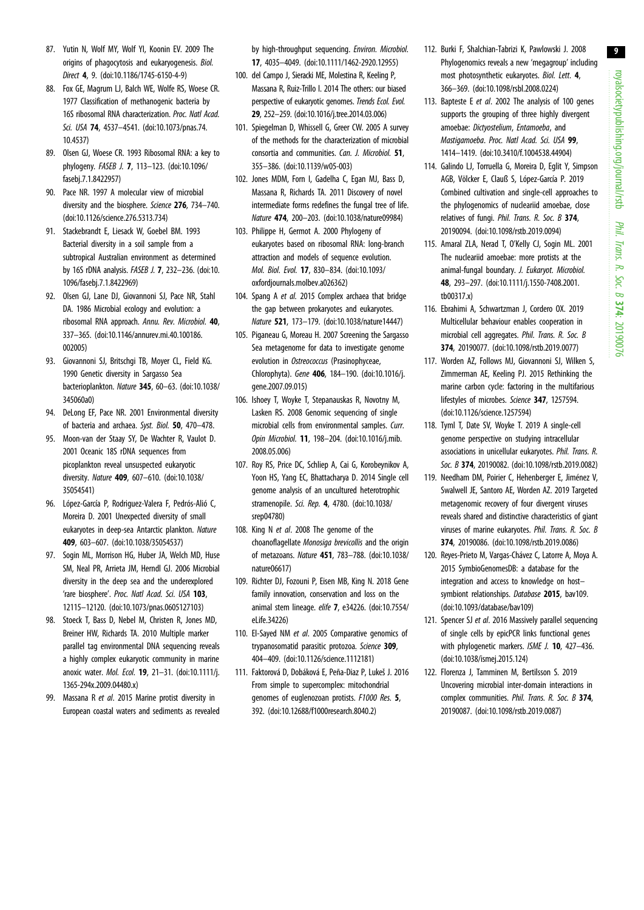87. Yutin N, Wolf MY, Wolf YI, Koonin EV. 2009 The origins of phagocytosis and eukaryogenesis. *Biol. Direct* **4**, 9. (doi:10.1186/1745-6150-4-9)
88. Fox GE, Magrum LJ, Balch WE, Wolfe RS, Woese CR. 1977 Classification of methanogenic bacteria by 16S ribosomal RNA characterization. *Proc. Natl Acad. Sci. USA* **74**, 4537–4541. (doi:10.1073/pnas.74.10.4537)
89. Olsen GJ, Woese CR. 1993 Ribosomal RNA: a key to phylogeny. *FASEB J.* **7**, 113–123. (doi:10.1096/fasebj.7.1.8422957)
90. Pace NR. 1997 A molecular view of microbial diversity and the biosphere. *Science* **276**, 734–740. (doi:10.1126/science.276.5313.734)
91. Stackebrandt E, Liesack W, Goebel BM. 1993 Bacterial diversity in a soil sample from a subtropical Australian environment as determined by 16S rDNA analysis. *FASEB J.* **7**, 232–236. (doi:10.1096/fasebj.7.1.8422969)
92. Olsen GJ, Lane DJ, Giovannoni SJ, Pace NR, Stahl DA. 1986 Microbial ecology and evolution: a ribosomal RNA approach. *Annu. Rev. Microbiol.* **40**, 337–365. (doi:10.1146/annurev.mi.40.100186.002005)
93. Giovannoni SJ, Britschgi TB, Moyer CL, Field KG. 1990 Genetic diversity in Sargasso Sea bacterioplankton. *Nature* **345**, 60–63. (doi:10.1038/345060a0)
94. DeLong EF, Pace NR. 2001 Environmental diversity of bacteria and archaea. *Syst. Biol.* **50**, 470–478.
95. Moon-van der Staay SY, De Wachter R, Vaulot D. 2001 Oceanic 18S rDNA sequences from picoplankton reveal unsuspected eukaryotic diversity. *Nature* **409**, 607–610. (doi:10.1038/35054541)
96. López-García P, Rodriguez-Valera F, Pedrós-Alió C, Moreira D. 2001 Unexpected diversity of small eukaryotes in deep-sea Antarctic plankton. *Nature* **409**, 603–607. (doi:10.1038/35054537)
97. Sogin ML, Morrison HG, Huber JA, Welch MD, Huse SM, Neal PR, Arrieta JM, Herndl GJ. 2006 Microbial diversity in the deep sea and the underexplored 'rare biosphere'. *Proc. Natl Acad. Sci. USA* **103**, 12115–12120. (doi:10.1073/pnas.0605127103)
98. Stoeck T, Bass D, Nebel M, Christen R, Jones MD, Breiner HW, Richards TA. 2010 Multiple marker parallel tag environmental DNA sequencing reveals a highly complex eukaryotic community in marine anoxic water. *Mol. Ecol.* **19**, 21–31. (doi:10.1111/j.1365-294x.2009.04480.x)
99. Massana R *et al*. 2015 Marine protist diversity in European coastal waters and sediments as revealed by high-throughput sequencing. *Environ. Microbiol.* **17**, 4035–4049. (doi:10.1111/1462-2920.12955)
100. del Campo J, Sieracki ME, Molestina R, Keeling P, Massana R, Ruiz-Trillo I. 2014 The others: our biased perspective of eukaryotic genomes. *Trends Ecol. Evol.* **29**, 252–259. (doi:10.1016/j.tree.2014.03.006)
101. Spiegelman D, Whissell G, Greer CW. 2005 A survey of the methods for the characterization of microbial consortia and communities. *Can. J. Microbiol.* **51**, 355–386. (doi:10.1139/w05-003)
102. Jones MDM, Forn I, Gadelha C, Egan MJ, Bass D, Massana R, Richards TA. 2011 Discovery of novel intermediate forms redefines the fungal tree of life. *Nature* **474**, 200–203. (doi:10.1038/nature09984)
103. Philippe H, Germot A. 2000 Phylogeny of eukaryotes based on ribosomal RNA: long-branch attraction and models of sequence evolution. *Mol. Biol. Evol.* **17**, 830–834. (doi:10.1093/oxfordjournals.molbev.a026362)
104. Spang A *et al.* 2015 Complex archaea that bridge the gap between prokaryotes and eukaryotes. *Nature* **521**, 173–179. (doi:10.1038/nature14447)
105. Piganeau G, Moreau H. 2007 Screening the Sargasso Sea metagenome for data to investigate genome evolution in *Ostreococcus* (Prasinophyceae, Chlorophyta). *Gene* **406**, 184–190. (doi:10.1016/j.gene.2007.09.015)
106. Ishoey T, Woyke T, Stepanauskas R, Novotny M, Lasken RS. 2008 Genomic sequencing of single microbial cells from environmental samples. *Curr. Opin Microbiol.* **11**, 198–204. (doi:10.1016/j.mib.2008.05.006)
107. Roy RS, Price DC, Schliep A, Cai G, Korobeynikov A, Yoon HS, Yang EC, Bhattacharya D. 2014 Single cell genome analysis of an uncultured heterotrophic stramenopile. *Sci. Rep.* **4**, 4780. (doi:10.1038/srep04780)
108. King N *et al*. 2008 The genome of the choanoflagellate *Monosiga brevicollis* and the origin of metazoans. *Nature* **451**, 783–788. (doi:10.1038/nature06617)
109. Richter DJ, Fozouni P, Eisen MB, King N. 2018 Gene family innovation, conservation and loss on the animal stem lineage. *elife* **7**, e34226. (doi:10.7554/eLife.34226)
110. El-Sayed NM *et al*. 2005 Comparative genomics of trypanosomatid parasitic protozoa. *Science* **309**, 404–409. (doi:10.1126/science.1112181)
111. Faktorová D, Dobáková E, Peña-Diaz P, Lukeš J. 2016 From simple to supercomplex: mitochondrial genomes of euglenozoan protists. *F1000 Res.* **5**, 392. (doi:10.12688/f1000research.8040.2)
112. Burki F, Shalchian-Tabrizi K, Pawlowski J. 2008 Phylogenomics reveals a new 'megagroup' including most photosynthetic eukaryotes. *Biol. Lett.* **4**, 366–369. (doi:10.1098/rsbl.2008.0224)
113. Bapteste E *et al*. 2002 The analysis of 100 genes supports the grouping of three highly divergent amoebae: *Dictyostelium*, *Entamoeba*, and *Mastigamoeba*. *Proc. Natl Acad. Sci. USA* **99**, 1414–1419. (doi:10.3410/f.1004538.44904)
114. Galindo LJ, Torruella G, Moreira D, Eglit Y, Simpson AGB, Völcker E, Clauß S, López-García P. 2019 Combined cultivation and single-cell approaches to the phylogenomics of nucleariid amoebae, close relatives of fungi. *Phil. Trans. R. Soc. B* **374**, 20190094. (doi:10.1098/rstb.2019.0094)
115. Amaral ZLA, Nerad T, O'Kelly CJ, Sogin ML. 2001 The nucleariid amoebae: more protists at the animal-fungal boundary. *J. Eukaryot. Microbiol.* **48**, 293–297. (doi:10.1111/j.1550-7408.2001.tb00317.x)
116. Ebrahimi A, Schwartzman J, Cordero OX. 2019 Multicellular behaviour enables cooperation in microbial cell aggregates. *Phil. Trans. R. Soc. B* **374**, 20190077. (doi:10.1098/rstb.2019.0077)
117. Worden AZ, Follows MJ, Giovannoni SJ, Wilken S, Zimmerman AE, Keeling PJ. 2015 Rethinking the marine carbon cycle: factoring in the multifarious lifestyles of microbes. *Science* **347**, 1257594. (doi:10.1126/science.1257594)
118. Tyml T, Date SV, Woyke T. 2019 A single-cell genome perspective on studying intracellular associations in unicellular eukaryotes. *Phil. Trans. R. Soc. B* **374**, 20190082. (doi:10.1098/rstb.2019.0082)
119. Needham DM, Poirier C, Hehenberger E, Jiménez V, Swalwell JE, Santoro AE, Worden AZ. 2019 Targeted metagenomic recovery of four divergent viruses reveals shared and distinctive characteristics of giant viruses of marine eukaryotes. *Phil. Trans. R. Soc. B* **374**, 20190086. (doi:10.1098/rstb.2019.0086)
120. Reyes-Prieto M, Vargas-Chávez C, Latorre A, Moya A. 2015 SymbioGenomesDB: a database for the integration and access to knowledge on host–symbiont relationships. *Database* **2015**, bav109. (doi:10.1093/database/bav109)
121. Spencer SJ *et al*. 2016 Massively parallel sequencing of single cells by epicPCR links functional genes with phylogenetic markers. *ISME J.* **10**, 427–436. (doi:10.1038/ismej.2015.124)
122. Florenza J, Tamminen M, Bertilsson S. 2019 Uncovering microbial inter-domain interactions in complex communities. *Phil. Trans. R. Soc. B* **374**, 20190087. (doi:10.1098/rstb.2019.0087)